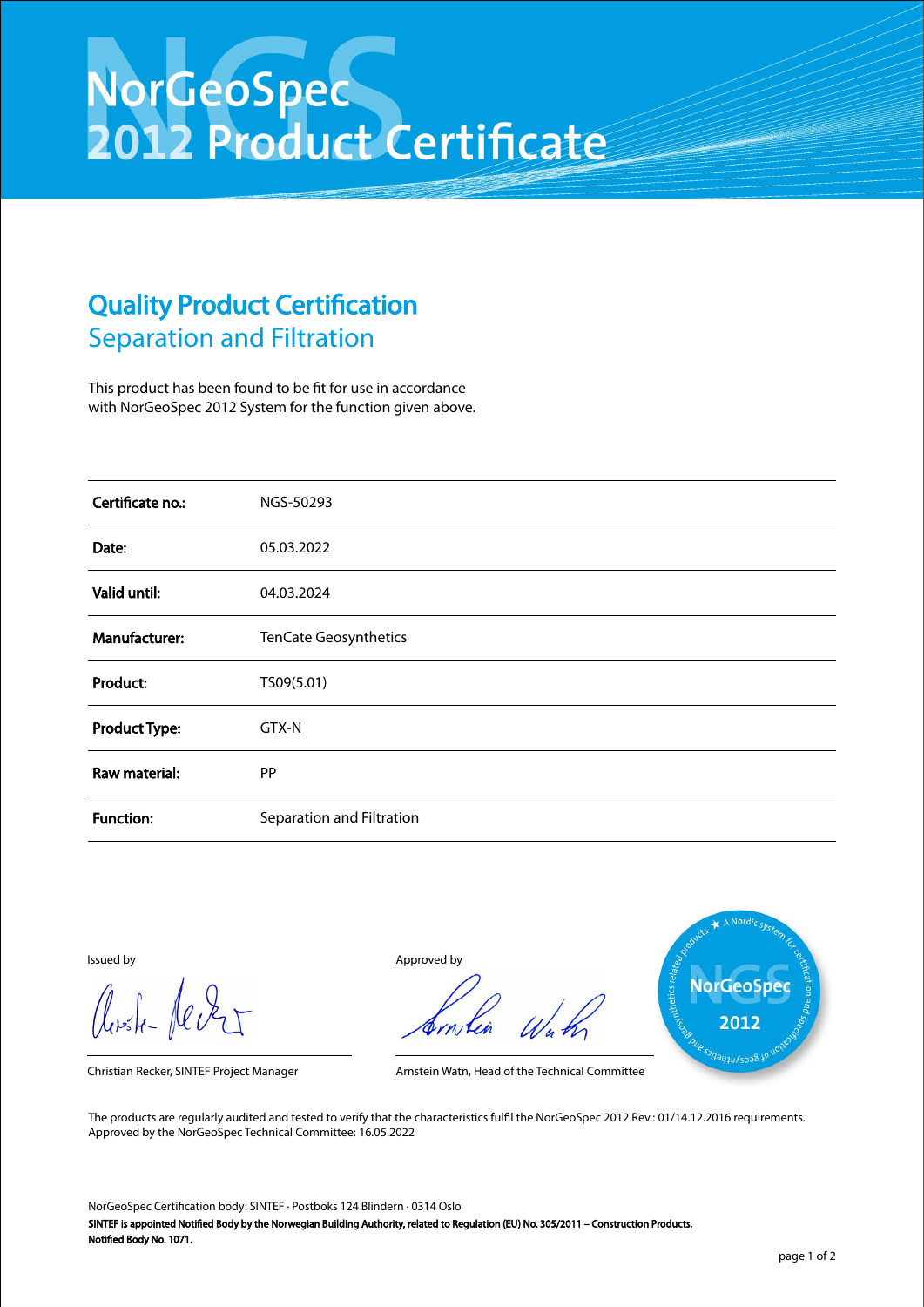# NorGeoSpec
# 2012 Product Certificate

## Quality Product Certification
### Separation and Filtration

This product has been found to be fit for use in accordance with NorGeoSpec 2012 System for the function given above.

| | |
|---|---|
| **Certificate no.:** | NGS-50293 |
| **Date:** | 05.03.2022 |
| **Valid until:** | 04.03.2024 |
| **Manufacturer:** | TenCate Geosynthetics |
| **Product:** | TS09(5.01) |
| **Product Type:** | GTX-N |
| **Raw material:** | PP |
| **Function:** | Separation and Filtration |

Issued by

Christian Recker, SINTEF Project Manager

Approved by

Arnstein Watn, Head of the Technical Committee

★ A Nordic system for certification and specification of geosynthetics and geosynthetics related products — NorGeoSpec 2012

The products are regularly audited and tested to verify that the characteristics fulfil the NorGeoSpec 2012 Rev.: 01/14.12.2016 requirements.
Approved by the NorGeoSpec Technical Committee: 16.05.2022

NorGeoSpec Certification body: SINTEF · Postboks 124 Blindern · 0314 Oslo
**SINTEF is appointed Notified Body by the Norwegian Building Authority, related to Regulation (EU) No. 305/2011 – Construction Products.**
**Notified Body No. 1071.**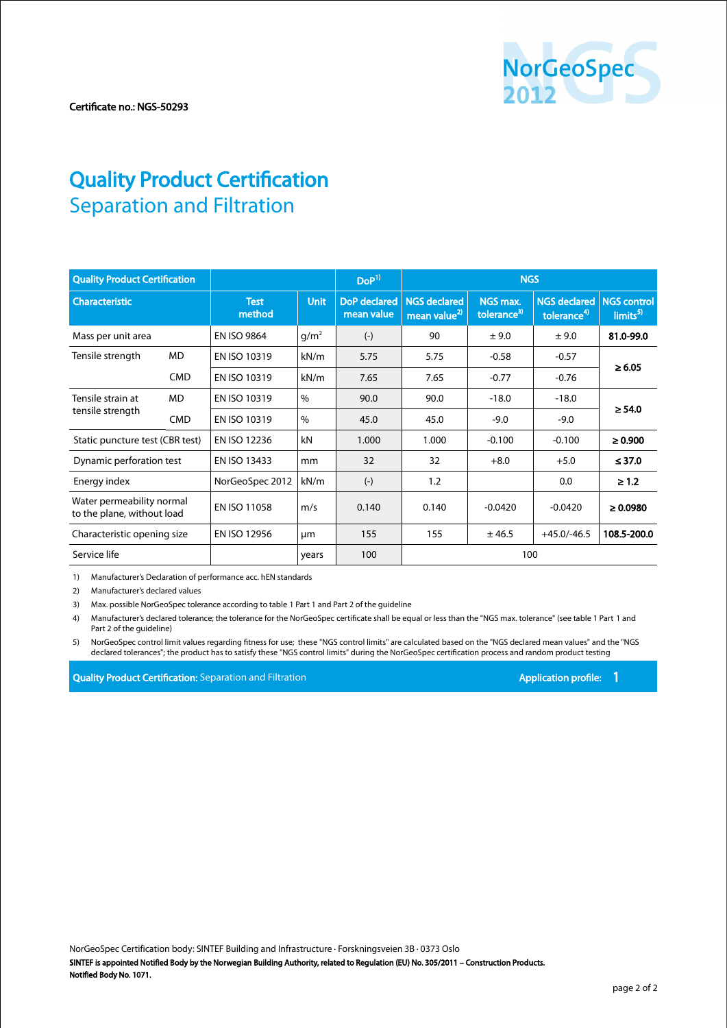Certificate no.: NGS-50293

NorGeoSpec 2012

# Quality Product Certification

## Separation and Filtration

| Quality Product Certification | | | | DoP[1] | NGS | | | |
|---|---|---|---|---|---|---|---|---|
| Characteristic | | Test method | Unit | DoP declared mean value | NGS declared mean value[2] | NGS max. tolerance[3] | NGS declared tolerance[4] | NGS control limits[5] |
| Mass per unit area | | EN ISO 9864 | g/m² | (-) | 90 | ± 9.0 | ± 9.0 | **81.0-99.0** |
| Tensile strength | MD | EN ISO 10319 | kN/m | 5.75 | 5.75 | -0.58 | -0.57 | **≥ 6.05** |
| | CMD | EN ISO 10319 | kN/m | 7.65 | 7.65 | -0.77 | -0.76 | |
| Tensile strain at tensile strength | MD | EN ISO 10319 | % | 90.0 | 90.0 | -18.0 | -18.0 | **≥ 54.0** |
| | CMD | EN ISO 10319 | % | 45.0 | 45.0 | -9.0 | -9.0 | |
| Static puncture test (CBR test) | | EN ISO 12236 | kN | 1.000 | 1.000 | -0.100 | -0.100 | **≥ 0.900** |
| Dynamic perforation test | | EN ISO 13433 | mm | 32 | 32 | +8.0 | +5.0 | **≤ 37.0** |
| Energy index | | NorGeoSpec 2012 | kN/m | (-) | 1.2 | | 0.0 | **≥ 1.2** |
| Water permeability normal to the plane, without load | | EN ISO 11058 | m/s | 0.140 | 0.140 | -0.0420 | -0.0420 | **≥ 0.0980** |
| Characteristic opening size | | EN ISO 12956 | µm | 155 | 155 | ± 46.5 | +45.0/-46.5 | **108.5-200.0** |
| Service life | | | years | 100 | 100 | | | |

1) Manufacturer's Declaration of performance acc. hEN standards

2) Manufacturer's declared values

3) Max. possible NorGeoSpec tolerance according to table 1 Part 1 and Part 2 of the guideline

4) Manufacturer's declared tolerance; the tolerance for the NorGeoSpec certificate shall be equal or less than the "NGS max. tolerance" (see table 1 Part 1 and Part 2 of the guideline)

5) NorGeoSpec control limit values regarding fitness for use; these "NGS control limits" are calculated based on the "NGS declared mean values" and the "NGS declared tolerances"; the product has to satisfy these "NGS control limits" during the NorGeoSpec certification process and random product testing

**Quality Product Certification:** Separation and Filtration **Application profile: 1**

NorGeoSpec Certification body: SINTEF Building and Infrastructure · Forskningsveien 3B · 0373 Oslo

**SINTEF is appointed Notified Body by the Norwegian Building Authority, related to Regulation (EU) No. 305/2011 – Construction Products.**

**Notified Body No. 1071.**